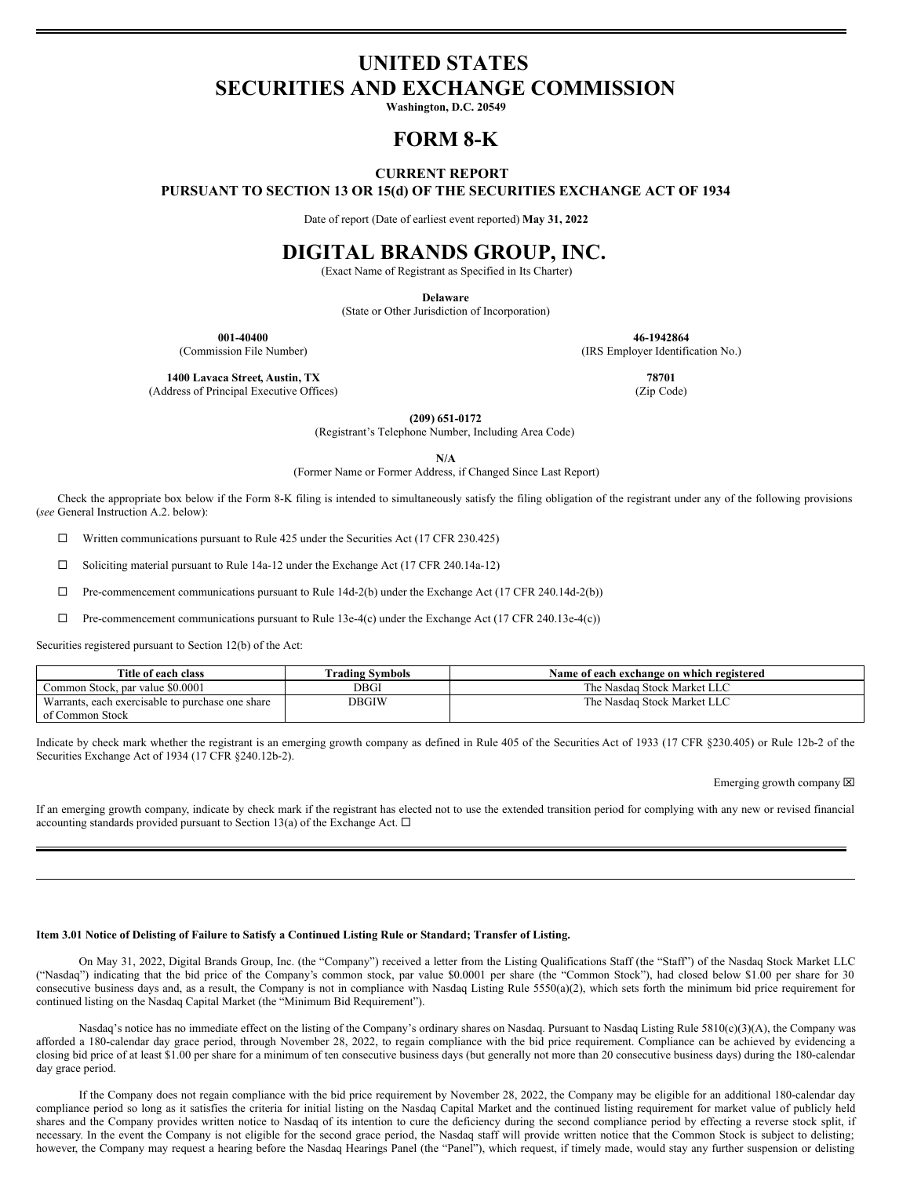# UNITED STATES
# SECURITIES AND EXCHANGE COMMISSION

**Washington, D.C. 20549**

# FORM 8-K

**CURRENT REPORT**
**PURSUANT TO SECTION 13 OR 15(d) OF THE SECURITIES EXCHANGE ACT OF 1934**

Date of report (Date of earliest event reported) **May 31, 2022**

# DIGITAL BRANDS GROUP, INC.

(Exact Name of Registrant as Specified in Its Charter)

**Delaware**
(State or Other Jurisdiction of Incorporation)

| **001-40400** | **46-1942864** |
|---|---|
| (Commission File Number) | (IRS Employer Identification No.) |
| **1400 Lavaca Street, Austin, TX** | **78701** |
| (Address of Principal Executive Offices) | (Zip Code) |

**(209) 651-0172**
(Registrant's Telephone Number, Including Area Code)

**N/A**
(Former Name or Former Address, if Changed Since Last Report)

Check the appropriate box below if the Form 8-K filing is intended to simultaneously satisfy the filing obligation of the registrant under any of the following provisions (*see* General Instruction A.2. below):

☐ Written communications pursuant to Rule 425 under the Securities Act (17 CFR 230.425)

☐ Soliciting material pursuant to Rule 14a-12 under the Exchange Act (17 CFR 240.14a-12)

☐ Pre-commencement communications pursuant to Rule 14d-2(b) under the Exchange Act (17 CFR 240.14d-2(b))

☐ Pre-commencement communications pursuant to Rule 13e-4(c) under the Exchange Act (17 CFR 240.13e-4(c))

Securities registered pursuant to Section 12(b) of the Act:

| Title of each class | Trading Symbols | Name of each exchange on which registered |
|---|---|---|
| Common Stock, par value $0.0001 | DBGI | The Nasdaq Stock Market LLC |
| Warrants, each exercisable to purchase one share of Common Stock | DBGIW | The Nasdaq Stock Market LLC |

Indicate by check mark whether the registrant is an emerging growth company as defined in Rule 405 of the Securities Act of 1933 (17 CFR §230.405) or Rule 12b-2 of the Securities Exchange Act of 1934 (17 CFR §240.12b-2).

Emerging growth company ☒

If an emerging growth company, indicate by check mark if the registrant has elected not to use the extended transition period for complying with any new or revised financial accounting standards provided pursuant to Section 13(a) of the Exchange Act. ☐

---

**Item 3.01 Notice of Delisting of Failure to Satisfy a Continued Listing Rule or Standard; Transfer of Listing.**

On May 31, 2022, Digital Brands Group, Inc. (the "Company") received a letter from the Listing Qualifications Staff (the "Staff") of the Nasdaq Stock Market LLC ("Nasdaq") indicating that the bid price of the Company's common stock, par value $0.0001 per share (the "Common Stock"), had closed below $1.00 per share for 30 consecutive business days and, as a result, the Company is not in compliance with Nasdaq Listing Rule 5550(a)(2), which sets forth the minimum bid price requirement for continued listing on the Nasdaq Capital Market (the "Minimum Bid Requirement").

Nasdaq's notice has no immediate effect on the listing of the Company's ordinary shares on Nasdaq. Pursuant to Nasdaq Listing Rule 5810(c)(3)(A), the Company was afforded a 180-calendar day grace period, through November 28, 2022, to regain compliance with the bid price requirement. Compliance can be achieved by evidencing a closing bid price of at least $1.00 per share for a minimum of ten consecutive business days (but generally not more than 20 consecutive business days) during the 180-calendar day grace period.

If the Company does not regain compliance with the bid price requirement by November 28, 2022, the Company may be eligible for an additional 180-calendar day compliance period so long as it satisfies the criteria for initial listing on the Nasdaq Capital Market and the continued listing requirement for market value of publicly held shares and the Company provides written notice to Nasdaq of its intention to cure the deficiency during the second compliance period by effecting a reverse stock split, if necessary. In the event the Company is not eligible for the second grace period, the Nasdaq staff will provide written notice that the Common Stock is subject to delisting; however, the Company may request a hearing before the Nasdaq Hearings Panel (the "Panel"), which request, if timely made, would stay any further suspension or delisting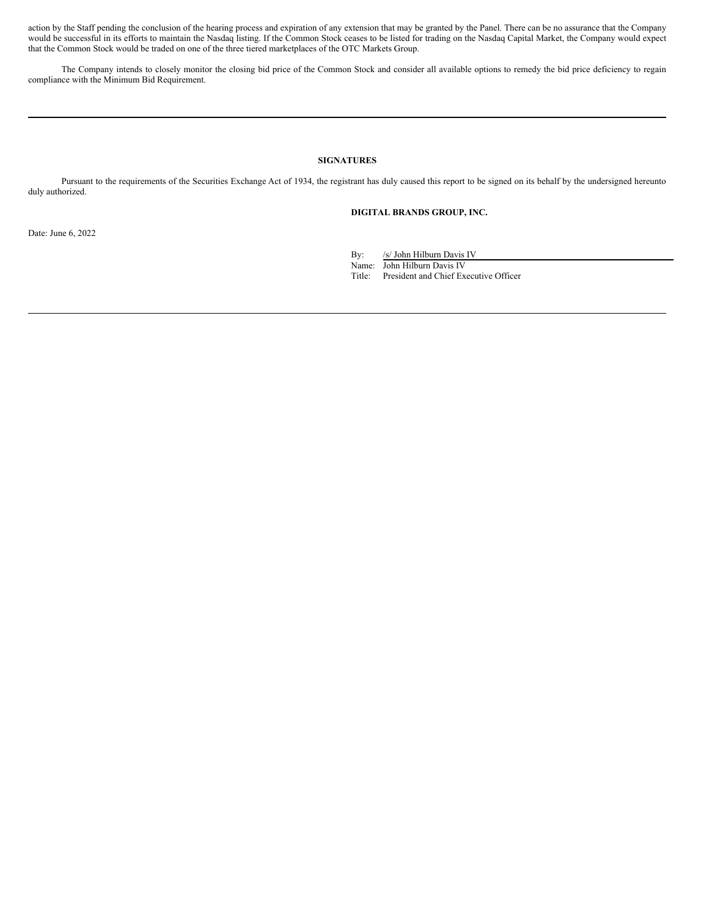action by the Staff pending the conclusion of the hearing process and expiration of any extension that may be granted by the Panel. There can be no assurance that the Company would be successful in its efforts to maintain the Nasdaq listing. If the Common Stock ceases to be listed for trading on the Nasdaq Capital Market, the Company would expect that the Common Stock would be traded on one of the three tiered marketplaces of the OTC Markets Group.

The Company intends to closely monitor the closing bid price of the Common Stock and consider all available options to remedy the bid price deficiency to regain compliance with the Minimum Bid Requirement.

---

**SIGNATURES**

Pursuant to the requirements of the Securities Exchange Act of 1934, the registrant has duly caused this report to be signed on its behalf by the undersigned hereunto duly authorized.

**DIGITAL BRANDS GROUP, INC.**

Date: June 6, 2022

By: /s/ John Hilburn Davis IV
Name: John Hilburn Davis IV
Title: President and Chief Executive Officer